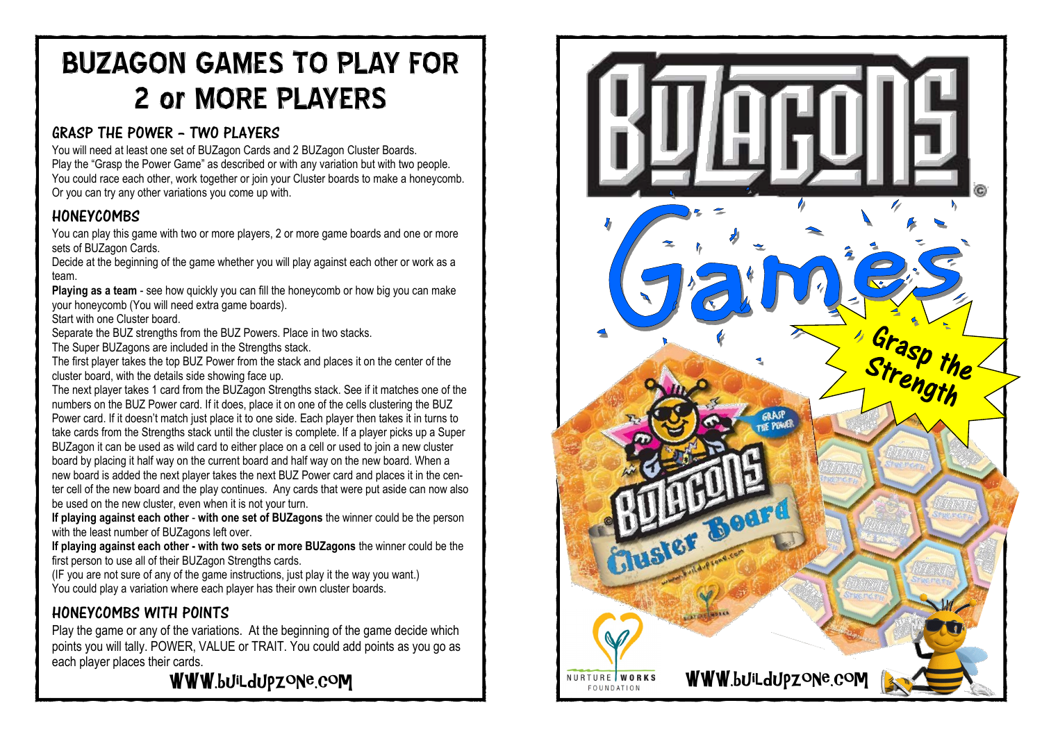# BUZAGON GAMES TO PLAY FOR 2 or MORE PLAYERS

## GRASP THE POWER - TWO PLAYERS

You will need at least one set of BUZagon Cards and 2 BUZagon Cluster Boards.
Play the "Grasp the Power Game" as described or with any variation but with two people.
You could race each other, work together or join your Cluster boards to make a honeycomb.
Or you can try any other variations you come up with.

## HONEYCOMBS

You can play this game with two or more players, 2 or more game boards and one or more sets of BUZagon Cards.
Decide at the beginning of the game whether you will play against each other or work as a team.
**Playing as a team** - see how quickly you can fill the honeycomb or how big you can make your honeycomb (You will need extra game boards).
Start with one Cluster board.
Separate the BUZ strengths from the BUZ Powers. Place in two stacks.
The Super BUZagons are included in the Strengths stack.
The first player takes the top BUZ Power from the stack and places it on the center of the cluster board, with the details side showing face up.
The next player takes 1 card from the BUZagon Strengths stack. See if it matches one of the numbers on the BUZ Power card. If it does, place it on one of the cells clustering the BUZ Power card. If it doesn't match just place it to one side. Each player then takes it in turns to take cards from the Strengths stack until the cluster is complete. If a player picks up a Super BUZagon it can be used as wild card to either place on a cell or used to join a new cluster board by placing it half way on the current board and half way on the new board. When a new board is added the next player takes the next BUZ Power card and places it in the center cell of the new board and the play continues. Any cards that were put aside can now also be used on the new cluster, even when it is not your turn.
**If playing against each other** - **with one set of BUZagons** the winner could be the person with the least number of BUZagons left over.
**If playing against each other - with two sets or more BUZagons** the winner could be the first person to use all of their BUZagon Strengths cards.
(IF you are not sure of any of the game instructions, just play it the way you want.)
You could play a variation where each player has their own cluster boards.

## HONEYCOMBS WITH POINTS

Play the game or any of the variations. At the beginning of the game decide which points you will tally. POWER, VALUE or TRAIT. You could add points as you go as each player places their cards.

WWW.buildupzone.com

# BUZAGONS

Games

Grasp the Strength

GRASP THE POWER

BUZAGONS Cluster Board

www.buildupzone.com

NURTURE WORKS FOUNDATION

WWW.buildupzone.com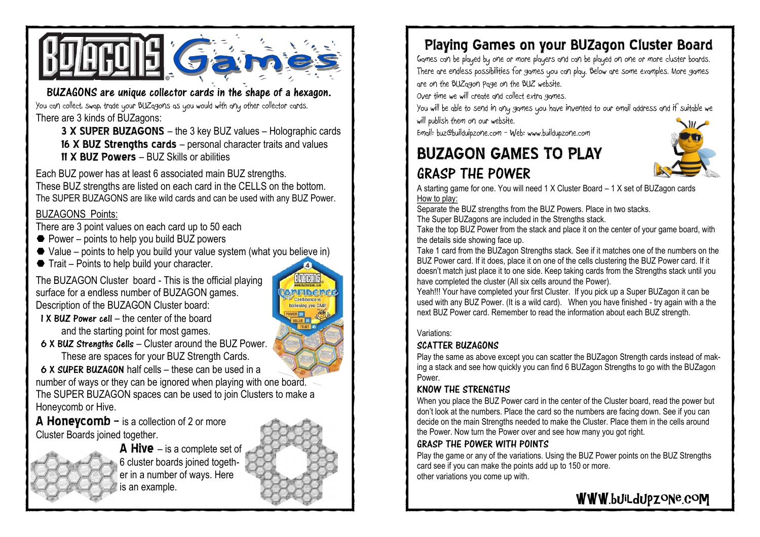# BUZAGONS Games

**BUZAGONS are unique collector cards in the shape of a hexagon.**

You can collect, swap, trade your BUZagons as you would with any other collector cards.

There are 3 kinds of BUZagons:

- **3 X SUPER BUZAGONS** – the 3 key BUZ values – Holographic cards
- **16 X BUZ Strengths cards** – personal character traits and values
- **11 X BUZ Powers** – BUZ Skills or abilities

Each BUZ power has at least 6 associated main BUZ strengths.
These BUZ strengths are listed on each card in the CELLS on the bottom.
The SUPER BUZAGONS are like wild cards and can be used with any BUZ Power.

BUZAGONS Points:

There are 3 point values on each card up to 50 each

- Power – points to help you build BUZ powers
- Value – points to help you build your value system (what you believe in)
- Trait – Points to help build your character.

The BUZAGON Cluster board - This is the official playing surface for a endless number of BUZAGON games.

Description of the BUZAGON Cluster board:

- ***1 X BUZ Power cell*** – the center of the board and the starting point for most games.
- ***6 X BUZ Strengths Cells*** – Cluster around the BUZ Power. These are spaces for your BUZ Strength Cards.
- ***6 X SUPER BUZAGON*** half cells – these can be used in a number of ways or they can be ignored when playing with one board.

The SUPER BUZAGON spaces can be used to join Clusters to make a Honeycomb or Hive.

**A Honeycomb** – is a collection of 2 or more Cluster Boards joined together.

**A Hive** – is a complete set of 6 cluster boards joined together in a number of ways. Here is an example.

## Playing Games on your BUZagon Cluster Board

Games can be played by one or more players and can be played on one or more cluster boards.
There are endless possibilities for games you can play. Below are some examples. More games are on the BUZagon Page on the BUZ website.
Over time we will create and collect extra games.
You will be able to send in any games you have invented to our email address and if suitable we will publish them on our website.
Email: buz@buildupzone.com - Web: www.buildupzone.com

## BUZAGON GAMES TO PLAY

### GRASP THE POWER

A starting game for one. You will need 1 X Cluster Board – 1 X set of BUZagon cards

How to play:

Separate the BUZ strengths from the BUZ Powers. Place in two stacks.
The Super BUZagons are included in the Strengths stack.
Take the top BUZ Power from the stack and place it on the center of your game board, with the details side showing face up.
Take 1 card from the BUZagon Strengths stack. See if it matches one of the numbers on the BUZ Power card. If it does, place it on one of the cells clustering the BUZ Power card. If it doesn't match just place it to one side. Keep taking cards from the Strengths stack until you have completed the cluster (All six cells around the Power).
Yeah!!! Your have completed your first Cluster. If you pick up a Super BUZagon it can be used with any BUZ Power. (It is a wild card). When you have finished - try again with a the next BUZ Power card. Remember to read the information about each BUZ strength.

Variations:

#### SCATTER BUZAGONS

Play the same as above except you can scatter the BUZagon Strength cards instead of making a stack and see how quickly you can find 6 BUZagon Strengths to go with the BUZagon Power.

#### KNOW THE STRENGTHS

When you place the BUZ Power card in the center of the Cluster board, read the power but don't look at the numbers. Place the card so the numbers are facing down. See if you can decide on the main Strengths needed to make the Cluster. Place them in the cells around the Power. Now turn the Power over and see how many you got right.

#### GRASP THE POWER WITH POINTS

Play the game or any of the variations. Using the BUZ Power points on the BUZ Strengths card see if you can make the points add up to 150 or more.
other variations you come up with.

WWW.buildupzone.com